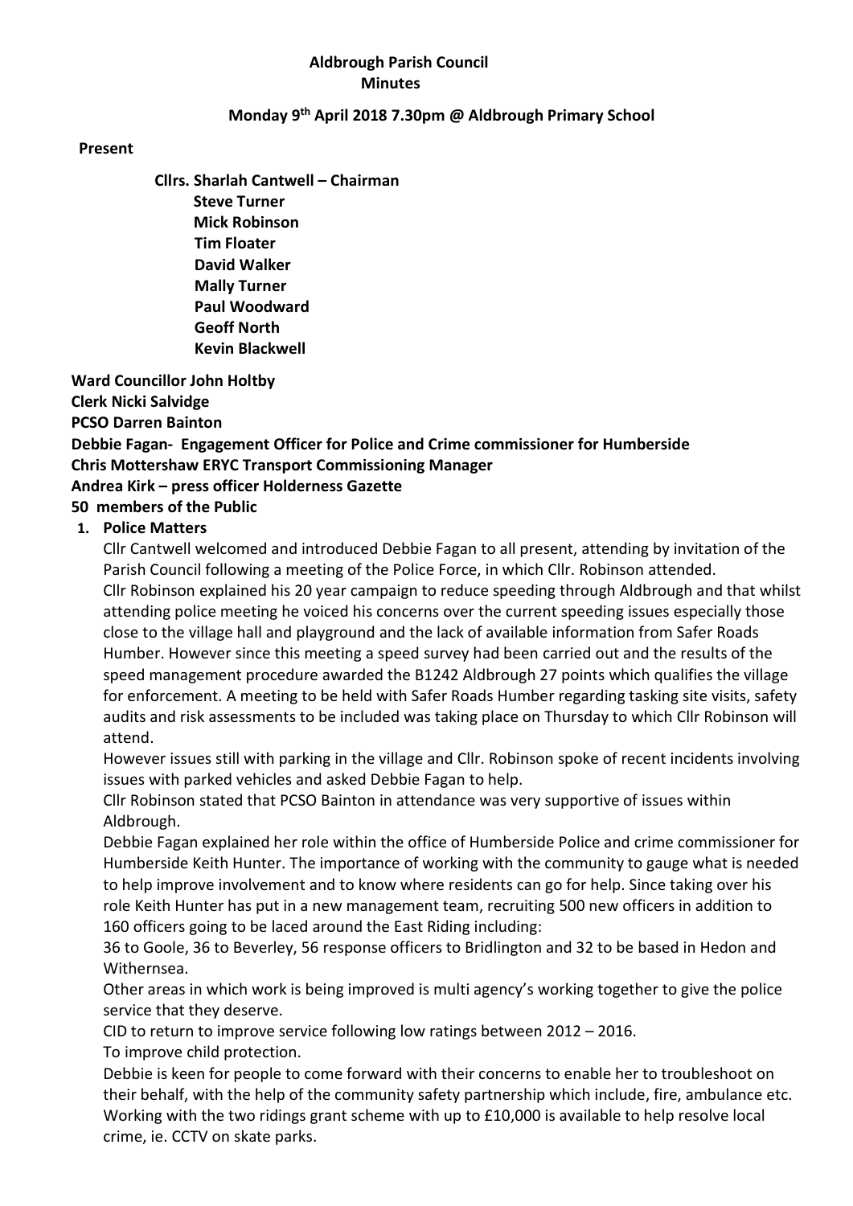**Aldbrough Parish Council**
**Minutes**

**Monday 9th April 2018 7.30pm @ Aldbrough Primary School**

**Present**

**Cllrs. Sharlah Cantwell – Chairman**
**Steve Turner**
**Mick Robinson**
**Tim Floater**
**David Walker**
**Mally Turner**
**Paul Woodward**
**Geoff North**
**Kevin Blackwell**

**Ward Councillor John Holtby**
**Clerk Nicki Salvidge**
**PCSO Darren Bainton**
**Debbie Fagan- Engagement Officer for Police and Crime commissioner for Humberside**
**Chris Mottershaw ERYC Transport Commissioning Manager**
**Andrea Kirk – press officer Holderness Gazette**
**50 members of the Public**

1. **Police Matters**

Cllr Cantwell welcomed and introduced Debbie Fagan to all present, attending by invitation of the Parish Council following a meeting of the Police Force, in which Cllr. Robinson attended.
Cllr Robinson explained his 20 year campaign to reduce speeding through Aldbrough and that whilst attending police meeting he voiced his concerns over the current speeding issues especially those close to the village hall and playground and the lack of available information from Safer Roads Humber. However since this meeting a speed survey had been carried out and the results of the speed management procedure awarded the B1242 Aldbrough 27 points which qualifies the village for enforcement. A meeting to be held with Safer Roads Humber regarding tasking site visits, safety audits and risk assessments to be included was taking place on Thursday to which Cllr Robinson will attend.
However issues still with parking in the village and Cllr. Robinson spoke of recent incidents involving issues with parked vehicles and asked Debbie Fagan to help.
Cllr Robinson stated that PCSO Bainton in attendance was very supportive of issues within Aldbrough.
Debbie Fagan explained her role within the office of Humberside Police and crime commissioner for Humberside Keith Hunter. The importance of working with the community to gauge what is needed to help improve involvement and to know where residents can go for help. Since taking over his role Keith Hunter has put in a new management team, recruiting 500 new officers in addition to 160 officers going to be laced around the East Riding including:
36 to Goole, 36 to Beverley, 56 response officers to Bridlington and 32 to be based in Hedon and Withernsea.
Other areas in which work is being improved is multi agency's working together to give the police service that they deserve.
CID to return to improve service following low ratings between 2012 – 2016.
To improve child protection.
Debbie is keen for people to come forward with their concerns to enable her to troubleshoot on their behalf, with the help of the community safety partnership which include, fire, ambulance etc. Working with the two ridings grant scheme with up to £10,000 is available to help resolve local crime, ie. CCTV on skate parks.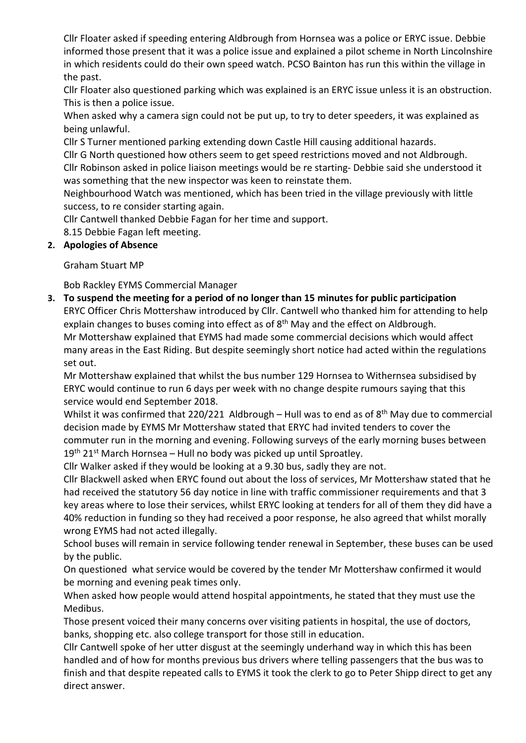Cllr Floater asked if speeding entering Aldbrough from Hornsea was a police or ERYC issue. Debbie informed those present that it was a police issue and explained a pilot scheme in North Lincolnshire in which residents could do their own speed watch. PCSO Bainton has run this within the village in the past.

Cllr Floater also questioned parking which was explained is an ERYC issue unless it is an obstruction. This is then a police issue.

When asked why a camera sign could not be put up, to try to deter speeders, it was explained as being unlawful.

Cllr S Turner mentioned parking extending down Castle Hill causing additional hazards.

Cllr G North questioned how others seem to get speed restrictions moved and not Aldbrough.

Cllr Robinson asked in police liaison meetings would be re starting- Debbie said she understood it was something that the new inspector was keen to reinstate them.

Neighbourhood Watch was mentioned, which has been tried in the village previously with little success, to re consider starting again.

Cllr Cantwell thanked Debbie Fagan for her time and support.

8.15 Debbie Fagan left meeting.

**2. Apologies of Absence**

Graham Stuart MP

Bob Rackley EYMS Commercial Manager

**3. To suspend the meeting for a period of no longer than 15 minutes for public participation**

ERYC Officer Chris Mottershaw introduced by Cllr. Cantwell who thanked him for attending to help explain changes to buses coming into effect as of 8th May and the effect on Aldbrough.

Mr Mottershaw explained that EYMS had made some commercial decisions which would affect many areas in the East Riding. But despite seemingly short notice had acted within the regulations set out.

Mr Mottershaw explained that whilst the bus number 129 Hornsea to Withernsea subsidised by ERYC would continue to run 6 days per week with no change despite rumours saying that this service would end September 2018.

Whilst it was confirmed that 220/221 Aldbrough – Hull was to end as of 8th May due to commercial decision made by EYMS Mr Mottershaw stated that ERYC had invited tenders to cover the commuter run in the morning and evening. Following surveys of the early morning buses between 19th 21st March Hornsea – Hull no body was picked up until Sproatley.

Cllr Walker asked if they would be looking at a 9.30 bus, sadly they are not.

Cllr Blackwell asked when ERYC found out about the loss of services, Mr Mottershaw stated that he had received the statutory 56 day notice in line with traffic commissioner requirements and that 3 key areas where to lose their services, whilst ERYC looking at tenders for all of them they did have a 40% reduction in funding so they had received a poor response, he also agreed that whilst morally wrong EYMS had not acted illegally.

School buses will remain in service following tender renewal in September, these buses can be used by the public.

On questioned what service would be covered by the tender Mr Mottershaw confirmed it would be morning and evening peak times only.

When asked how people would attend hospital appointments, he stated that they must use the Medibus.

Those present voiced their many concerns over visiting patients in hospital, the use of doctors, banks, shopping etc. also college transport for those still in education.

Cllr Cantwell spoke of her utter disgust at the seemingly underhand way in which this has been handled and of how for months previous bus drivers where telling passengers that the bus was to finish and that despite repeated calls to EYMS it took the clerk to go to Peter Shipp direct to get any direct answer.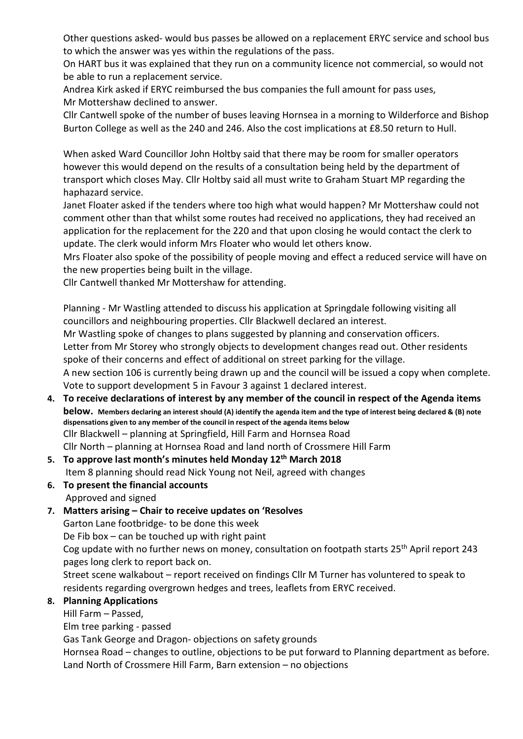Other questions asked- would bus passes be allowed on a replacement ERYC service and school bus to which the answer was yes within the regulations of the pass.

On HART bus it was explained that they run on a community licence not commercial, so would not be able to run a replacement service.

Andrea Kirk asked if ERYC reimbursed the bus companies the full amount for pass uses, Mr Mottershaw declined to answer.

Cllr Cantwell spoke of the number of buses leaving Hornsea in a morning to Wilderforce and Bishop Burton College as well as the 240 and 246. Also the cost implications at £8.50 return to Hull.

When asked Ward Councillor John Holtby said that there may be room for smaller operators however this would depend on the results of a consultation being held by the department of transport which closes May. Cllr Holtby said all must write to Graham Stuart MP regarding the haphazard service.

Janet Floater asked if the tenders where too high what would happen? Mr Mottershaw could not comment other than that whilst some routes had received no applications, they had received an application for the replacement for the 220 and that upon closing he would contact the clerk to update. The clerk would inform Mrs Floater who would let others know.

Mrs Floater also spoke of the possibility of people moving and effect a reduced service will have on the new properties being built in the village.

Cllr Cantwell thanked Mr Mottershaw for attending.

Planning - Mr Wastling attended to discuss his application at Springdale following visiting all councillors and neighbouring properties. Cllr Blackwell declared an interest.

Mr Wastling spoke of changes to plans suggested by planning and conservation officers.

Letter from Mr Storey who strongly objects to development changes read out. Other residents spoke of their concerns and effect of additional on street parking for the village.

A new section 106 is currently being drawn up and the council will be issued a copy when complete.

Vote to support development 5 in Favour 3 against 1 declared interest.

4. **To receive declarations of interest by any member of the council in respect of the Agenda items below.** **Members declaring an interest should (A) identify the agenda item and the type of interest being declared & (B) note dispensations given to any member of the council in respect of the agenda items below**
   Cllr Blackwell – planning at Springfield, Hill Farm and Hornsea Road
   Cllr North – planning at Hornsea Road and land north of Crossmere Hill Farm
5. **To approve last month's minutes held Monday 12th March 2018**
   Item 8 planning should read Nick Young not Neil, agreed with changes
6. **To present the financial accounts**
   Approved and signed
7. **Matters arising – Chair to receive updates on 'Resolves**
   Garton Lane footbridge- to be done this week
   De Fib box – can be touched up with right paint
   Cog update with no further news on money, consultation on footpath starts 25th April report 243 pages long clerk to report back on.
   Street scene walkabout – report received on findings Cllr M Turner has volunteered to speak to residents regarding overgrown hedges and trees, leaflets from ERYC received.
8. **Planning Applications**
   Hill Farm – Passed,
   Elm tree parking - passed
   Gas Tank George and Dragon- objections on safety grounds
   Hornsea Road – changes to outline, objections to be put forward to Planning department as before.
   Land North of Crossmere Hill Farm, Barn extension – no objections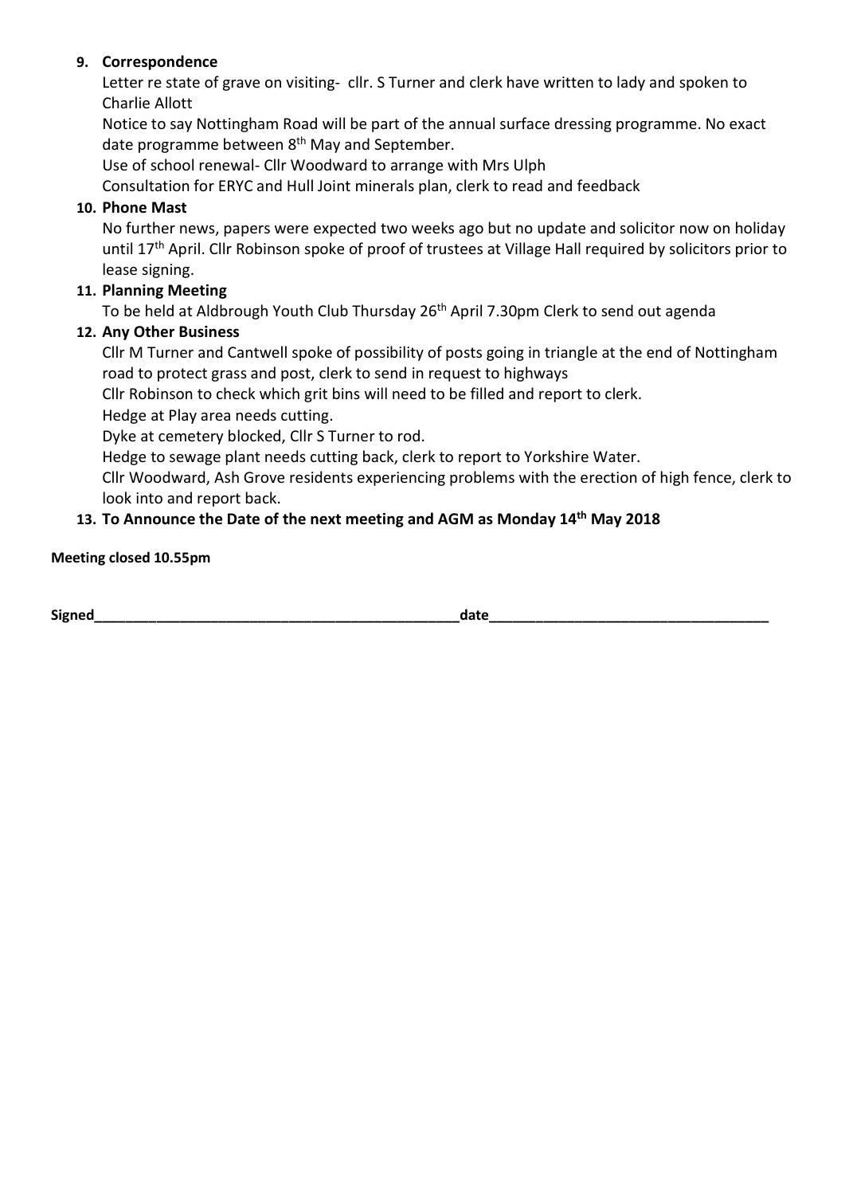9. **Correspondence**

   Letter re state of grave on visiting- cllr. S Turner and clerk have written to lady and spoken to Charlie Allott

   Notice to say Nottingham Road will be part of the annual surface dressing programme. No exact date programme between 8th May and September.

   Use of school renewal- Cllr Woodward to arrange with Mrs Ulph

   Consultation for ERYC and Hull Joint minerals plan, clerk to read and feedback

10. **Phone Mast**

    No further news, papers were expected two weeks ago but no update and solicitor now on holiday until 17th April. Cllr Robinson spoke of proof of trustees at Village Hall required by solicitors prior to lease signing.

11. **Planning Meeting**

    To be held at Aldbrough Youth Club Thursday 26th April 7.30pm Clerk to send out agenda

12. **Any Other Business**

    Cllr M Turner and Cantwell spoke of possibility of posts going in triangle at the end of Nottingham road to protect grass and post, clerk to send in request to highways

    Cllr Robinson to check which grit bins will need to be filled and report to clerk.

    Hedge at Play area needs cutting.

    Dyke at cemetery blocked, Cllr S Turner to rod.

    Hedge to sewage plant needs cutting back, clerk to report to Yorkshire Water.

    Cllr Woodward, Ash Grove residents experiencing problems with the erection of high fence, clerk to look into and report back.

13. **To Announce the Date of the next meeting and AGM as Monday 14th May 2018**

**Meeting closed 10.55pm**

**Signed**_______________________________________________**date**___________________________________